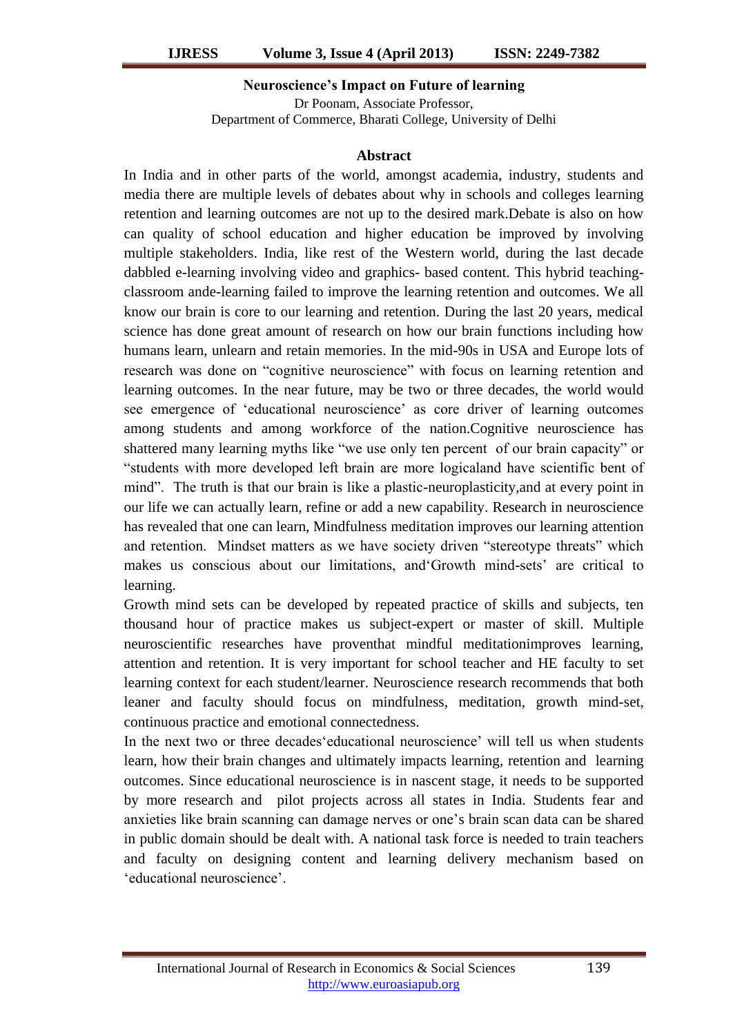# Neuroscience's Impact on Future of learning

Dr Poonam, Associate Professor,
Department of Commerce, Bharati College, University of Delhi

## Abstract

In India and in other parts of the world, amongst academia, industry, students and media there are multiple levels of debates about why in schools and colleges learning retention and learning outcomes are not up to the desired mark.Debate is also on how can quality of school education and higher education be improved by involving multiple stakeholders. India, like rest of the Western world, during the last decade dabbled e-learning involving video and graphics- based content. This hybrid teaching-classroom ande-learning failed to improve the learning retention and outcomes. We all know our brain is core to our learning and retention. During the last 20 years, medical science has done great amount of research on how our brain functions including how humans learn, unlearn and retain memories. In the mid-90s in USA and Europe lots of research was done on "cognitive neuroscience" with focus on learning retention and learning outcomes. In the near future, may be two or three decades, the world would see emergence of 'educational neuroscience' as core driver of learning outcomes among students and among workforce of the nation.Cognitive neuroscience has shattered many learning myths like "we use only ten percent of our brain capacity" or "students with more developed left brain are more logicaland have scientific bent of mind". The truth is that our brain is like a plastic-neuroplasticity,and at every point in our life we can actually learn, refine or add a new capability. Research in neuroscience has revealed that one can learn, Mindfulness meditation improves our learning attention and retention. Mindset matters as we have society driven "stereotype threats" which makes us conscious about our limitations, and'Growth mind-sets' are critical to learning.

Growth mind sets can be developed by repeated practice of skills and subjects, ten thousand hour of practice makes us subject-expert or master of skill. Multiple neuroscientific researches have proventhat mindful meditationimproves learning, attention and retention. It is very important for school teacher and HE faculty to set learning context for each student/learner. Neuroscience research recommends that both leaner and faculty should focus on mindfulness, meditation, growth mind-set, continuous practice and emotional connectedness.

In the next two or three decades'educational neuroscience' will tell us when students learn, how their brain changes and ultimately impacts learning, retention and learning outcomes. Since educational neuroscience is in nascent stage, it needs to be supported by more research and pilot projects across all states in India. Students fear and anxieties like brain scanning can damage nerves or one's brain scan data can be shared in public domain should be dealt with. A national task force is needed to train teachers and faculty on designing content and learning delivery mechanism based on 'educational neuroscience'.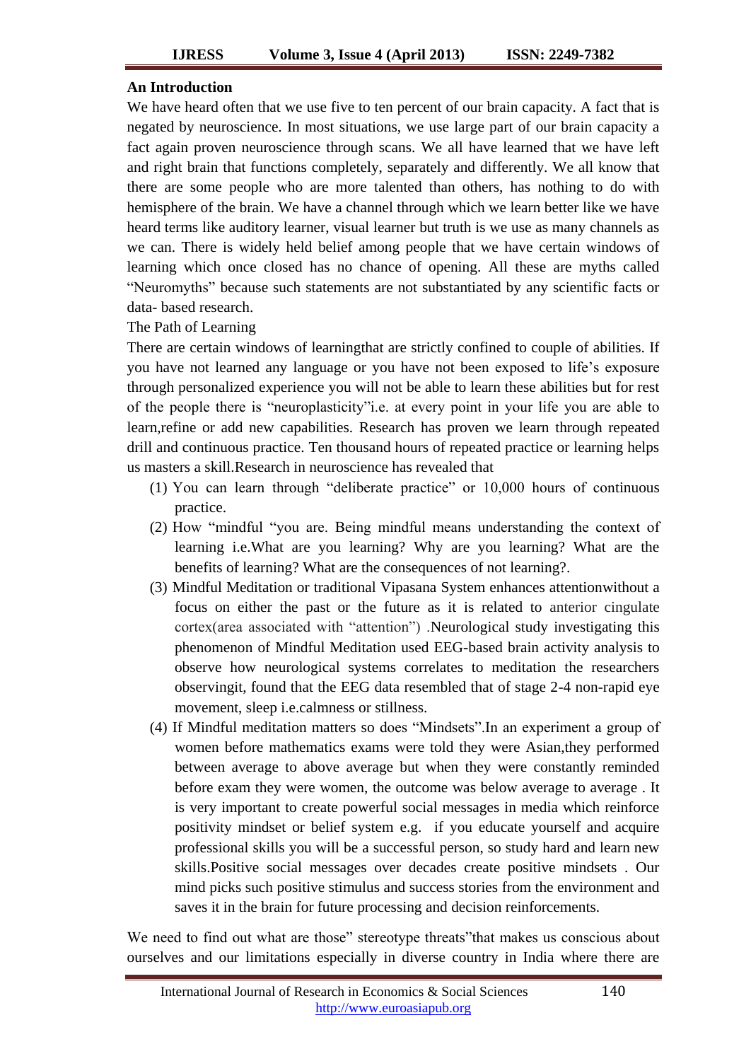**An Introduction**

We have heard often that we use five to ten percent of our brain capacity. A fact that is negated by neuroscience. In most situations, we use large part of our brain capacity a fact again proven neuroscience through scans. We all have learned that we have left and right brain that functions completely, separately and differently. We all know that there are some people who are more talented than others, has nothing to do with hemisphere of the brain. We have a channel through which we learn better like we have heard terms like auditory learner, visual learner but truth is we use as many channels as we can. There is widely held belief among people that we have certain windows of learning which once closed has no chance of opening. All these are myths called "Neuromyths" because such statements are not substantiated by any scientific facts or data- based research.

The Path of Learning

There are certain windows of learningthat are strictly confined to couple of abilities. If you have not learned any language or you have not been exposed to life's exposure through personalized experience you will not be able to learn these abilities but for rest of the people there is "neuroplasticity"i.e. at every point in your life you are able to learn,refine or add new capabilities. Research has proven we learn through repeated drill and continuous practice. Ten thousand hours of repeated practice or learning helps us masters a skill.Research in neuroscience has revealed that

(1) You can learn through "deliberate practice" or 10,000 hours of continuous practice.

(2) How "mindful "you are. Being mindful means understanding the context of learning i.e.What are you learning? Why are you learning? What are the benefits of learning? What are the consequences of not learning?.

(3) Mindful Meditation or traditional Vipasana System enhances attentionwithout a focus on either the past or the future as it is related to anterior cingulate cortex(area associated with "attention") .Neurological study investigating this phenomenon of Mindful Meditation used EEG-based brain activity analysis to observe how neurological systems correlates to meditation the researchers observingit, found that the EEG data resembled that of stage 2-4 non-rapid eye movement, sleep i.e.calmness or stillness.

(4) If Mindful meditation matters so does "Mindsets".In an experiment a group of women before mathematics exams were told they were Asian,they performed between average to above average but when they were constantly reminded before exam they were women, the outcome was below average to average . It is very important to create powerful social messages in media which reinforce positivity mindset or belief system e.g. if you educate yourself and acquire professional skills you will be a successful person, so study hard and learn new skills.Positive social messages over decades create positive mindsets . Our mind picks such positive stimulus and success stories from the environment and saves it in the brain for future processing and decision reinforcements.

We need to find out what are those" stereotype threats"that makes us conscious about ourselves and our limitations especially in diverse country in India where there are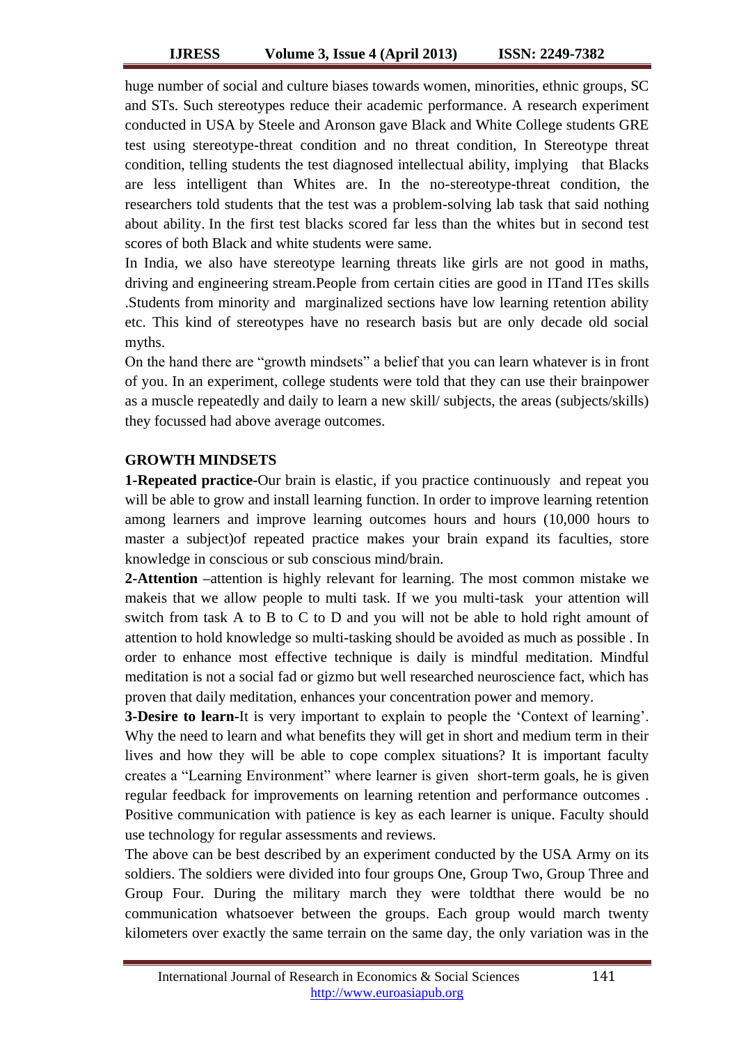huge number of social and culture biases towards women, minorities, ethnic groups, SC and STs. Such stereotypes reduce their academic performance. A research experiment conducted in USA by Steele and Aronson gave Black and White College students GRE test using stereotype-threat condition and no threat condition, In Stereotype threat condition, telling students the test diagnosed intellectual ability, implying that Blacks are less intelligent than Whites are. In the no-stereotype-threat condition, the researchers told students that the test was a problem-solving lab task that said nothing about ability. In the first test blacks scored far less than the whites but in second test scores of both Black and white students were same.

In India, we also have stereotype learning threats like girls are not good in maths, driving and engineering stream.People from certain cities are good in ITand ITes skills .Students from minority and marginalized sections have low learning retention ability etc. This kind of stereotypes have no research basis but are only decade old social myths.

On the hand there are “growth mindsets” a belief that you can learn whatever is in front of you. In an experiment, college students were told that they can use their brainpower as a muscle repeatedly and daily to learn a new skill/ subjects, the areas (subjects/skills) they focussed had above average outcomes.

## GROWTH MINDSETS

**1-Repeated practice-**Our brain is elastic, if you practice continuously and repeat you will be able to grow and install learning function. In order to improve learning retention among learners and improve learning outcomes hours and hours (10,000 hours to master a subject)of repeated practice makes your brain expand its faculties, store knowledge in conscious or sub conscious mind/brain.

**2-Attention –**attention is highly relevant for learning. The most common mistake we makeis that we allow people to multi task. If we you multi-task your attention will switch from task A to B to C to D and you will not be able to hold right amount of attention to hold knowledge so multi-tasking should be avoided as much as possible . In order to enhance most effective technique is daily is mindful meditation. Mindful meditation is not a social fad or gizmo but well researched neuroscience fact, which has proven that daily meditation, enhances your concentration power and memory.

**3-Desire to learn-**It is very important to explain to people the ‘Context of learning’. Why the need to learn and what benefits they will get in short and medium term in their lives and how they will be able to cope complex situations? It is important faculty creates a “Learning Environment” where learner is given short-term goals, he is given regular feedback for improvements on learning retention and performance outcomes . Positive communication with patience is key as each learner is unique. Faculty should use technology for regular assessments and reviews.

The above can be best described by an experiment conducted by the USA Army on its soldiers. The soldiers were divided into four groups One, Group Two, Group Three and Group Four. During the military march they were toldthat there would be no communication whatsoever between the groups. Each group would march twenty kilometers over exactly the same terrain on the same day, the only variation was in the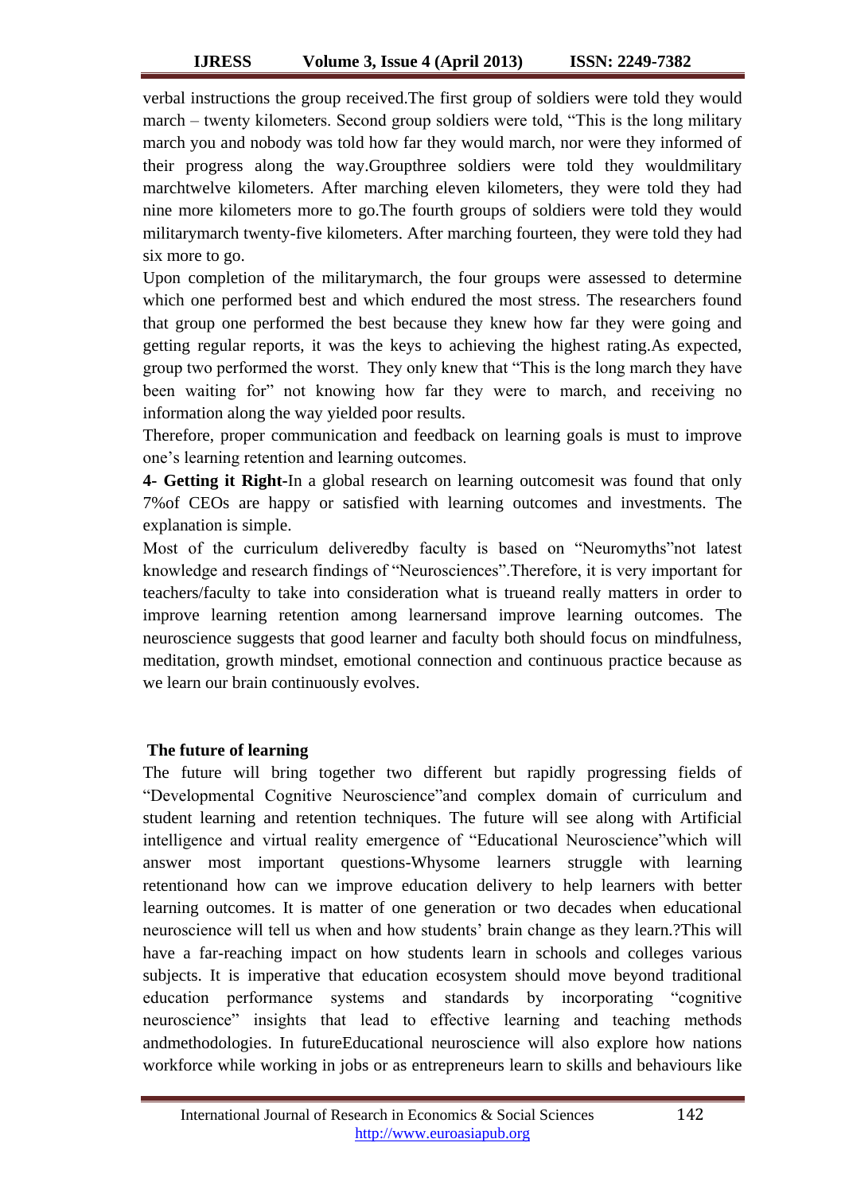verbal instructions the group received.The first group of soldiers were told they would march – twenty kilometers. Second group soldiers were told, "This is the long military march you and nobody was told how far they would march, nor were they informed of their progress along the way.Groupthree soldiers were told they wouldmilitary marchtwelve kilometers. After marching eleven kilometers, they were told they had nine more kilometers more to go.The fourth groups of soldiers were told they would militarymarch twenty-five kilometers. After marching fourteen, they were told they had six more to go.

Upon completion of the militarymarch, the four groups were assessed to determine which one performed best and which endured the most stress. The researchers found that group one performed the best because they knew how far they were going and getting regular reports, it was the keys to achieving the highest rating.As expected, group two performed the worst. They only knew that "This is the long march they have been waiting for" not knowing how far they were to march, and receiving no information along the way yielded poor results.

Therefore, proper communication and feedback on learning goals is must to improve one's learning retention and learning outcomes.

**4- Getting it Right-**In a global research on learning outcomesit was found that only 7%of CEOs are happy or satisfied with learning outcomes and investments. The explanation is simple.

Most of the curriculum deliveredby faculty is based on "Neuromyths"not latest knowledge and research findings of "Neurosciences".Therefore, it is very important for teachers/faculty to take into consideration what is trueand really matters in order to improve learning retention among learnersand improve learning outcomes. The neuroscience suggests that good learner and faculty both should focus on mindfulness, meditation, growth mindset, emotional connection and continuous practice because as we learn our brain continuously evolves.

## The future of learning

The future will bring together two different but rapidly progressing fields of "Developmental Cognitive Neuroscience"and complex domain of curriculum and student learning and retention techniques. The future will see along with Artificial intelligence and virtual reality emergence of "Educational Neuroscience"which will answer most important questions-Whysome learners struggle with learning retentionand how can we improve education delivery to help learners with better learning outcomes. It is matter of one generation or two decades when educational neuroscience will tell us when and how students' brain change as they learn.?This will have a far-reaching impact on how students learn in schools and colleges various subjects. It is imperative that education ecosystem should move beyond traditional education performance systems and standards by incorporating "cognitive neuroscience" insights that lead to effective learning and teaching methods andmethodologies. In futureEducational neuroscience will also explore how nations workforce while working in jobs or as entrepreneurs learn to skills and behaviours like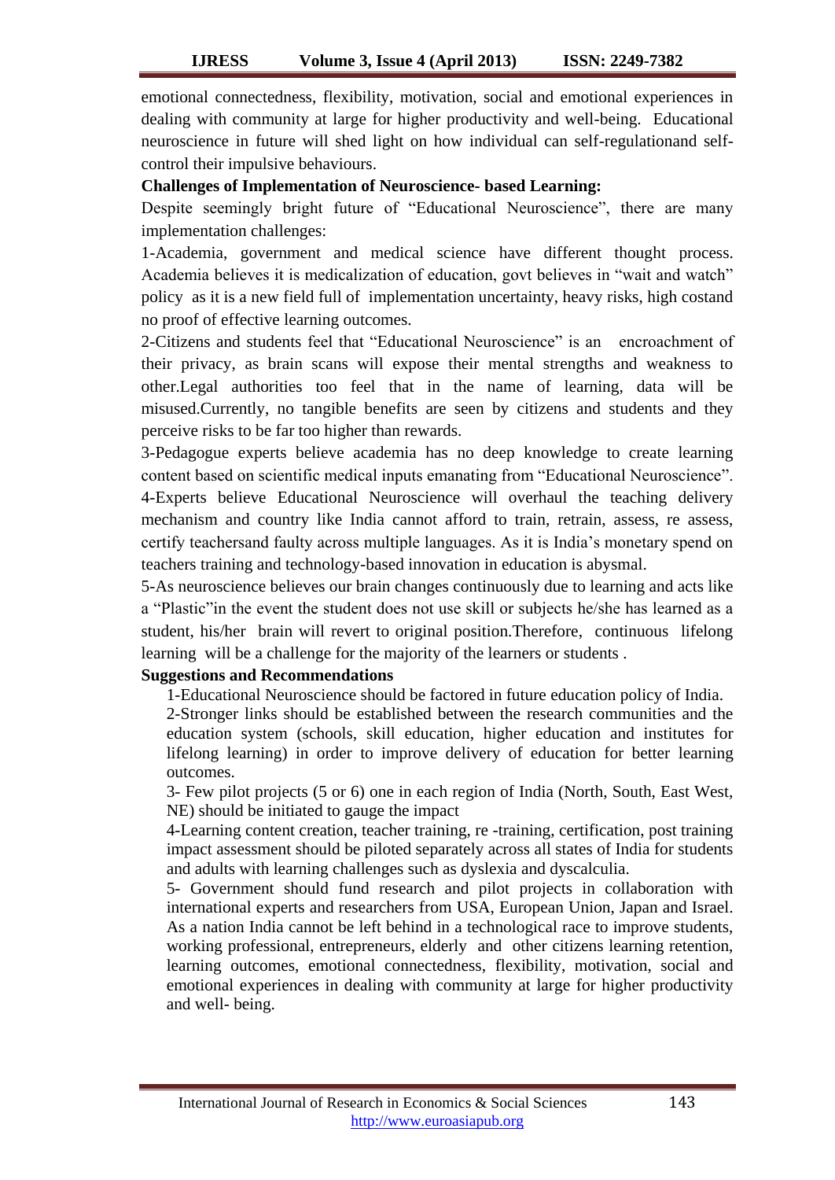emotional connectedness, flexibility, motivation, social and emotional experiences in dealing with community at large for higher productivity and well-being. Educational neuroscience in future will shed light on how individual can self-regulationand self-control their impulsive behaviours.

**Challenges of Implementation of Neuroscience- based Learning:**

Despite seemingly bright future of "Educational Neuroscience", there are many implementation challenges:

1-Academia, government and medical science have different thought process. Academia believes it is medicalization of education, govt believes in "wait and watch" policy as it is a new field full of implementation uncertainty, heavy risks, high costand no proof of effective learning outcomes.

2-Citizens and students feel that "Educational Neuroscience" is an encroachment of their privacy, as brain scans will expose their mental strengths and weakness to other.Legal authorities too feel that in the name of learning, data will be misused.Currently, no tangible benefits are seen by citizens and students and they perceive risks to be far too higher than rewards.

3-Pedagogue experts believe academia has no deep knowledge to create learning content based on scientific medical inputs emanating from "Educational Neuroscience".

4-Experts believe Educational Neuroscience will overhaul the teaching delivery mechanism and country like India cannot afford to train, retrain, assess, re assess, certify teachersand faulty across multiple languages. As it is India's monetary spend on teachers training and technology-based innovation in education is abysmal.

5-As neuroscience believes our brain changes continuously due to learning and acts like a "Plastic"in the event the student does not use skill or subjects he/she has learned as a student, his/her brain will revert to original position.Therefore, continuous lifelong learning will be a challenge for the majority of the learners or students .

**Suggestions and Recommendations**

1-Educational Neuroscience should be factored in future education policy of India.

2-Stronger links should be established between the research communities and the education system (schools, skill education, higher education and institutes for lifelong learning) in order to improve delivery of education for better learning outcomes.

3- Few pilot projects (5 or 6) one in each region of India (North, South, East West, NE) should be initiated to gauge the impact

4-Learning content creation, teacher training, re -training, certification, post training impact assessment should be piloted separately across all states of India for students and adults with learning challenges such as dyslexia and dyscalculia.

5- Government should fund research and pilot projects in collaboration with international experts and researchers from USA, European Union, Japan and Israel. As a nation India cannot be left behind in a technological race to improve students, working professional, entrepreneurs, elderly and other citizens learning retention, learning outcomes, emotional connectedness, flexibility, motivation, social and emotional experiences in dealing with community at large for higher productivity and well- being.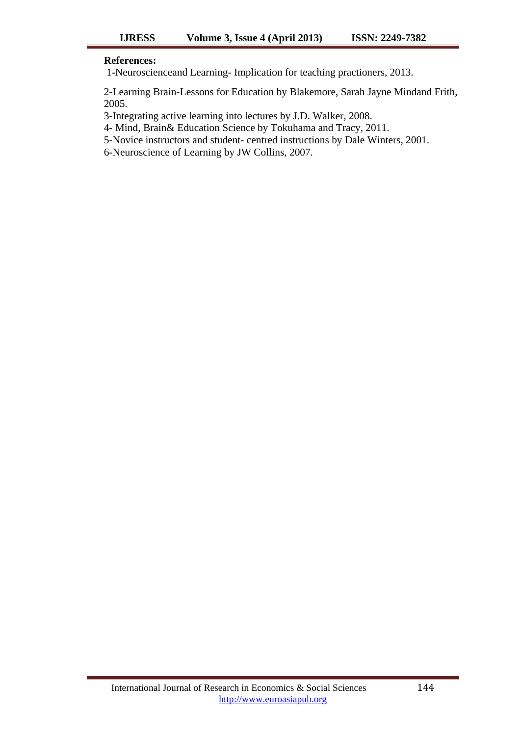**References:**

1-Neuroscienceand Learning- Implication for teaching practioners, 2013.

2-Learning Brain-Lessons for Education by Blakemore, Sarah Jayne Mindand Frith, 2005.

3-Integrating active learning into lectures by J.D. Walker, 2008.

4- Mind, Brain& Education Science by Tokuhama and Tracy, 2011.

5-Novice instructors and student- centred instructions by Dale Winters, 2001.

6-Neuroscience of Learning by JW Collins, 2007.